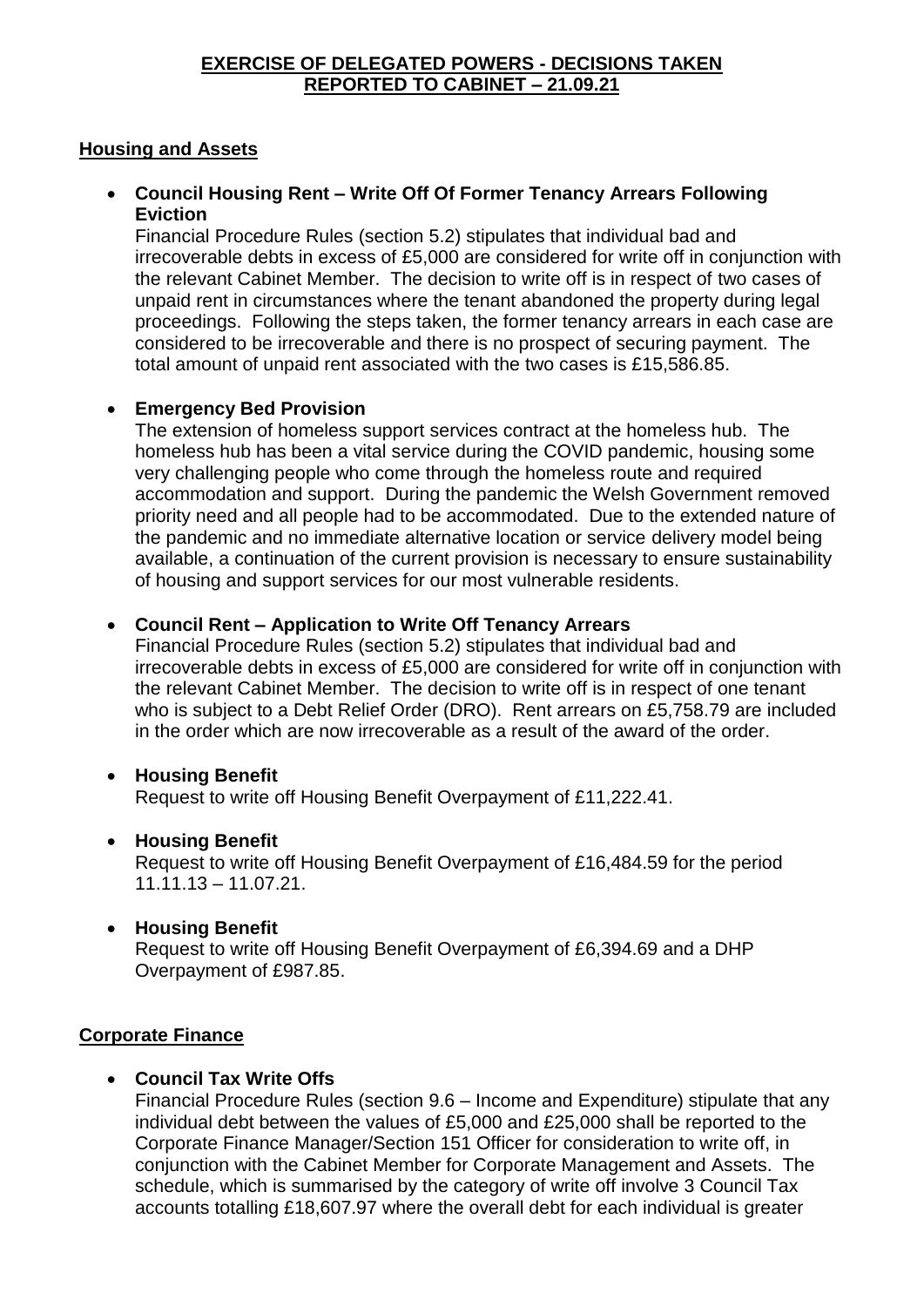# EXERCISE OF DELEGATED POWERS - DECISIONS TAKEN REPORTED TO CABINET – 21.09.21

## Housing and Assets

- **Council Housing Rent – Write Off Of Former Tenancy Arrears Following Eviction**
  Financial Procedure Rules (section 5.2) stipulates that individual bad and irrecoverable debts in excess of £5,000 are considered for write off in conjunction with the relevant Cabinet Member. The decision to write off is in respect of two cases of unpaid rent in circumstances where the tenant abandoned the property during legal proceedings. Following the steps taken, the former tenancy arrears in each case are considered to be irrecoverable and there is no prospect of securing payment. The total amount of unpaid rent associated with the two cases is £15,586.85.

- **Emergency Bed Provision**
  The extension of homeless support services contract at the homeless hub. The homeless hub has been a vital service during the COVID pandemic, housing some very challenging people who come through the homeless route and required accommodation and support. During the pandemic the Welsh Government removed priority need and all people had to be accommodated. Due to the extended nature of the pandemic and no immediate alternative location or service delivery model being available, a continuation of the current provision is necessary to ensure sustainability of housing and support services for our most vulnerable residents.

- **Council Rent – Application to Write Off Tenancy Arrears**
  Financial Procedure Rules (section 5.2) stipulates that individual bad and irrecoverable debts in excess of £5,000 are considered for write off in conjunction with the relevant Cabinet Member. The decision to write off is in respect of one tenant who is subject to a Debt Relief Order (DRO). Rent arrears on £5,758.79 are included in the order which are now irrecoverable as a result of the award of the order.

- **Housing Benefit**
  Request to write off Housing Benefit Overpayment of £11,222.41.

- **Housing Benefit**
  Request to write off Housing Benefit Overpayment of £16,484.59 for the period 11.11.13 – 11.07.21.

- **Housing Benefit**
  Request to write off Housing Benefit Overpayment of £6,394.69 and a DHP Overpayment of £987.85.

## Corporate Finance

- **Council Tax Write Offs**
  Financial Procedure Rules (section 9.6 – Income and Expenditure) stipulate that any individual debt between the values of £5,000 and £25,000 shall be reported to the Corporate Finance Manager/Section 151 Officer for consideration to write off, in conjunction with the Cabinet Member for Corporate Management and Assets. The schedule, which is summarised by the category of write off involve 3 Council Tax accounts totalling £18,607.97 where the overall debt for each individual is greater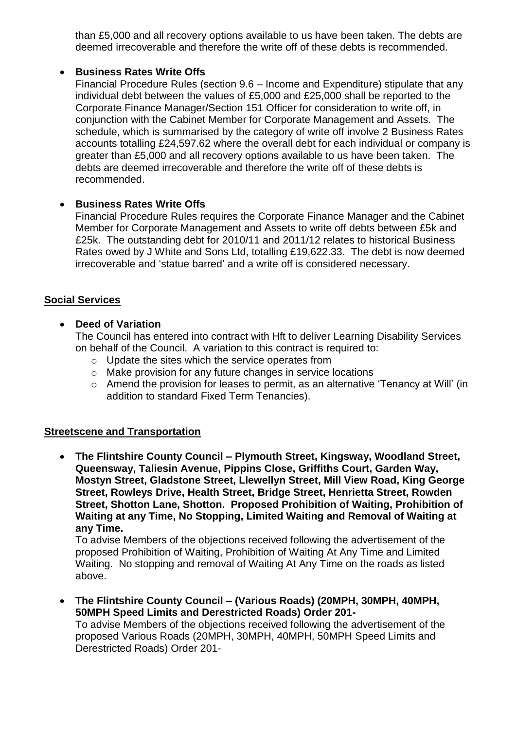than £5,000 and all recovery options available to us have been taken. The debts are deemed irrecoverable and therefore the write off of these debts is recommended.

- **Business Rates Write Offs**
  Financial Procedure Rules (section 9.6 – Income and Expenditure) stipulate that any individual debt between the values of £5,000 and £25,000 shall be reported to the Corporate Finance Manager/Section 151 Officer for consideration to write off, in conjunction with the Cabinet Member for Corporate Management and Assets. The schedule, which is summarised by the category of write off involve 2 Business Rates accounts totalling £24,597.62 where the overall debt for each individual or company is greater than £5,000 and all recovery options available to us have been taken. The debts are deemed irrecoverable and therefore the write off of these debts is recommended.

- **Business Rates Write Offs**
  Financial Procedure Rules requires the Corporate Finance Manager and the Cabinet Member for Corporate Management and Assets to write off debts between £5k and £25k. The outstanding debt for 2010/11 and 2011/12 relates to historical Business Rates owed by J White and Sons Ltd, totalling £19,622.33. The debt is now deemed irrecoverable and 'statue barred' and a write off is considered necessary.

**Social Services**

- **Deed of Variation**
  The Council has entered into contract with Hft to deliver Learning Disability Services on behalf of the Council. A variation to this contract is required to:
  - Update the sites which the service operates from
  - Make provision for any future changes in service locations
  - Amend the provision for leases to permit, as an alternative 'Tenancy at Will' (in addition to standard Fixed Term Tenancies).

**Streetscene and Transportation**

- **The Flintshire County Council – Plymouth Street, Kingsway, Woodland Street, Queensway, Taliesin Avenue, Pippins Close, Griffiths Court, Garden Way, Mostyn Street, Gladstone Street, Llewellyn Street, Mill View Road, King George Street, Rowleys Drive, Health Street, Bridge Street, Henrietta Street, Rowden Street, Shotton Lane, Shotton. Proposed Prohibition of Waiting, Prohibition of Waiting at any Time, No Stopping, Limited Waiting and Removal of Waiting at any Time.**
  To advise Members of the objections received following the advertisement of the proposed Prohibition of Waiting, Prohibition of Waiting At Any Time and Limited Waiting. No stopping and removal of Waiting At Any Time on the roads as listed above.

- **The Flintshire County Council – (Various Roads) (20MPH, 30MPH, 40MPH, 50MPH Speed Limits and Derestricted Roads) Order 201-**
  To advise Members of the objections received following the advertisement of the proposed Various Roads (20MPH, 30MPH, 40MPH, 50MPH Speed Limits and Derestricted Roads) Order 201-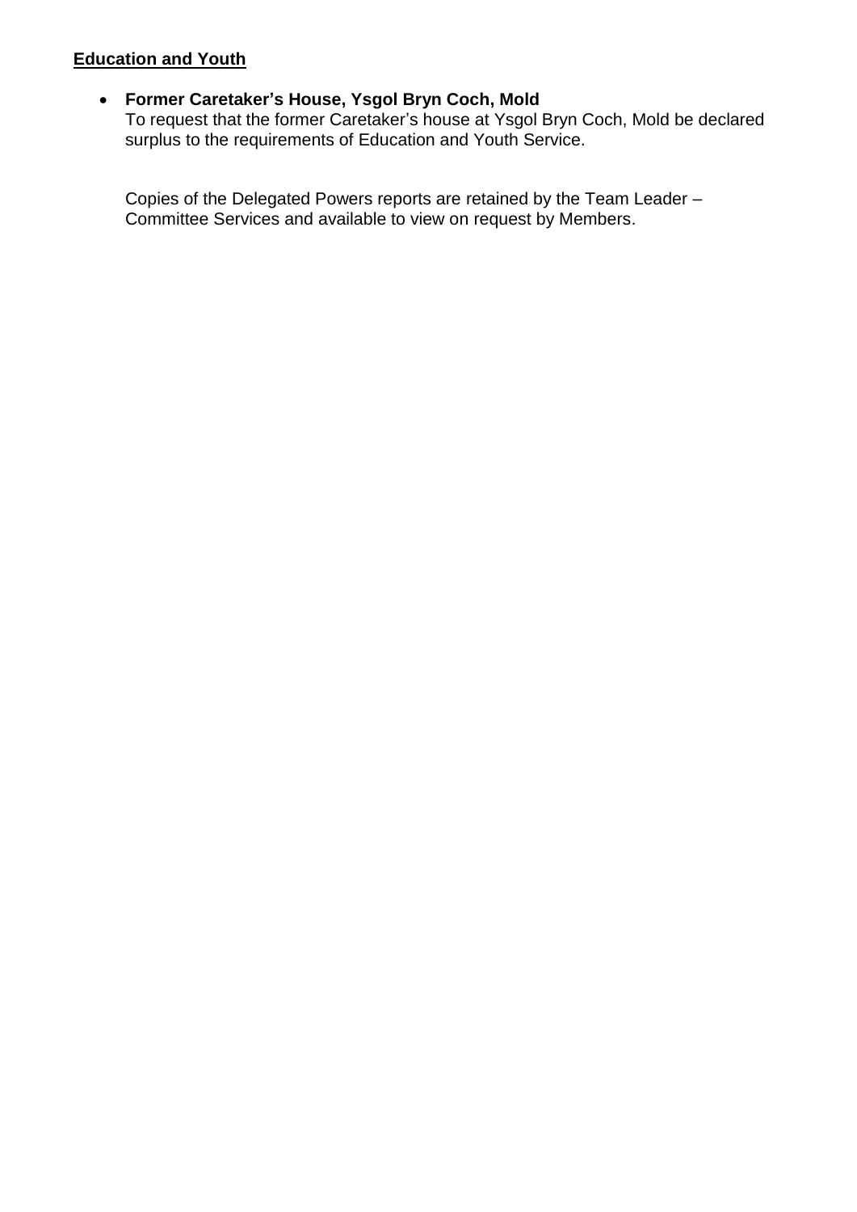**Education and Youth**

- **Former Caretaker's House, Ysgol Bryn Coch, Mold**
  To request that the former Caretaker's house at Ysgol Bryn Coch, Mold be declared surplus to the requirements of Education and Youth Service.

  Copies of the Delegated Powers reports are retained by the Team Leader – Committee Services and available to view on request by Members.